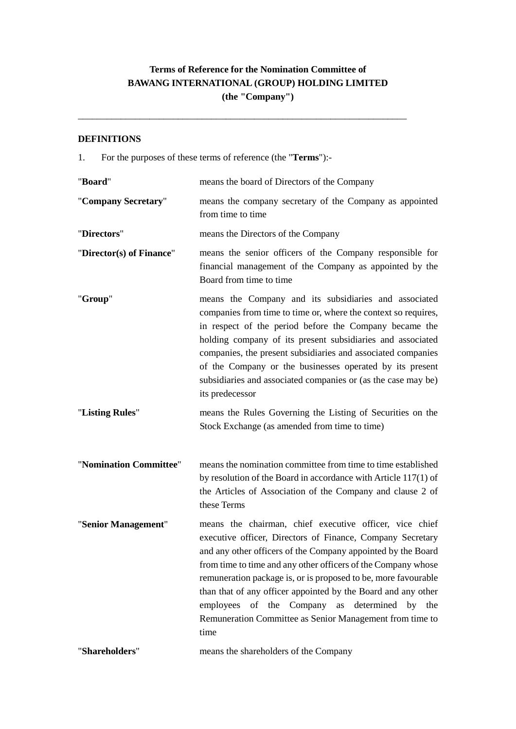**Terms of Reference for the Nomination Committee of**
**BAWANG INTERNATIONAL (GROUP) HOLDING LIMITED**
**(the "Company")**

---

**DEFINITIONS**

1. For the purposes of these terms of reference (the "**Terms**"):-

| | |
|---|---|
| "**Board**" | means the board of Directors of the Company |
| "**Company Secretary**" | means the company secretary of the Company as appointed from time to time |
| "**Directors**" | means the Directors of the Company |
| "**Director(s) of Finance**" | means the senior officers of the Company responsible for financial management of the Company as appointed by the Board from time to time |
| "**Group**" | means the Company and its subsidiaries and associated companies from time to time or, where the context so requires, in respect of the period before the Company became the holding company of its present subsidiaries and associated companies, the present subsidiaries and associated companies of the Company or the businesses operated by its present subsidiaries and associated companies or (as the case may be) its predecessor |
| "**Listing Rules**" | means the Rules Governing the Listing of Securities on the Stock Exchange (as amended from time to time) |
| "**Nomination Committee**" | means the nomination committee from time to time established by resolution of the Board in accordance with Article 117(1) of the Articles of Association of the Company and clause 2 of these Terms |
| "**Senior Management**" | means the chairman, chief executive officer, vice chief executive officer, Directors of Finance, Company Secretary and any other officers of the Company appointed by the Board from time to time and any other officers of the Company whose remuneration package is, or is proposed to be, more favourable than that of any officer appointed by the Board and any other employees of the Company as determined by the Remuneration Committee as Senior Management from time to time |
| "**Shareholders**" | means the shareholders of the Company |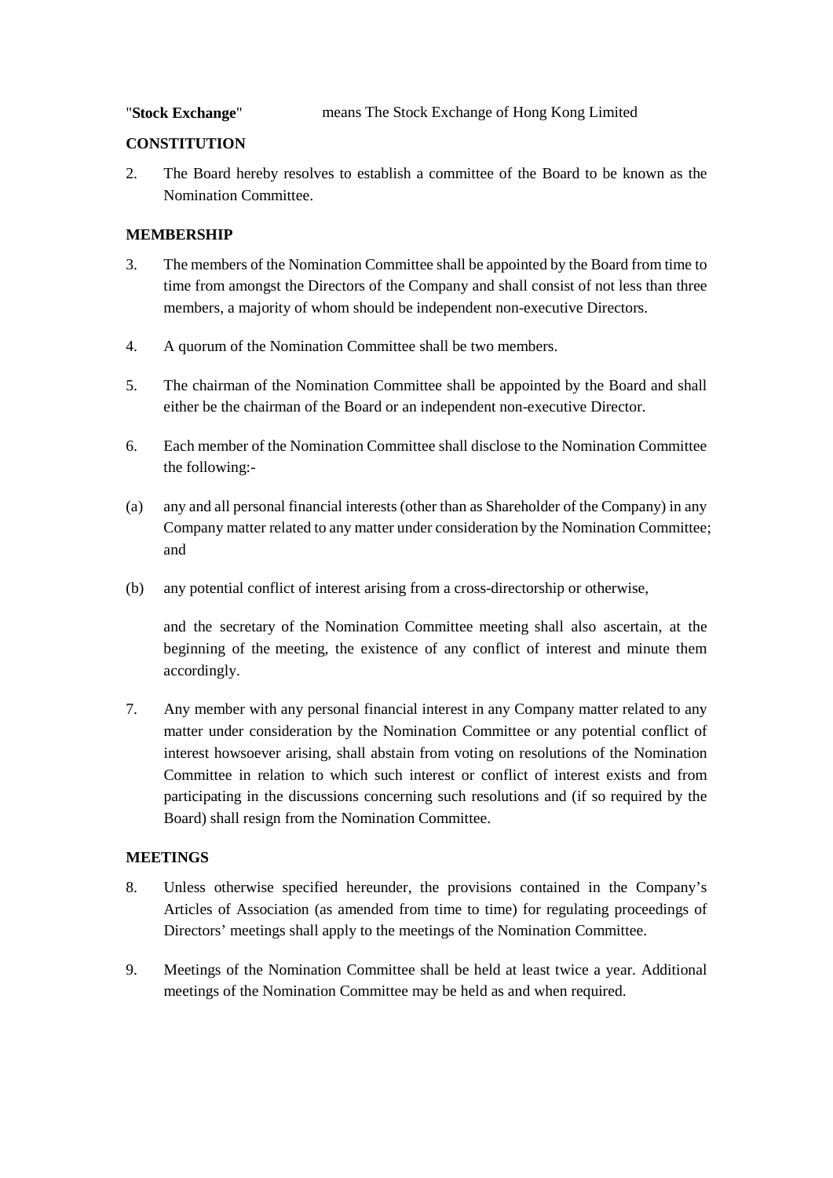"**Stock Exchange**" means The Stock Exchange of Hong Kong Limited

**CONSTITUTION**

2. The Board hereby resolves to establish a committee of the Board to be known as the Nomination Committee.

**MEMBERSHIP**

3. The members of the Nomination Committee shall be appointed by the Board from time to time from amongst the Directors of the Company and shall consist of not less than three members, a majority of whom should be independent non-executive Directors.

4. A quorum of the Nomination Committee shall be two members.

5. The chairman of the Nomination Committee shall be appointed by the Board and shall either be the chairman of the Board or an independent non-executive Director.

6. Each member of the Nomination Committee shall disclose to the Nomination Committee the following:-

(a) any and all personal financial interests (other than as Shareholder of the Company) in any Company matter related to any matter under consideration by the Nomination Committee; and

(b) any potential conflict of interest arising from a cross-directorship or otherwise,

and the secretary of the Nomination Committee meeting shall also ascertain, at the beginning of the meeting, the existence of any conflict of interest and minute them accordingly.

7. Any member with any personal financial interest in any Company matter related to any matter under consideration by the Nomination Committee or any potential conflict of interest howsoever arising, shall abstain from voting on resolutions of the Nomination Committee in relation to which such interest or conflict of interest exists and from participating in the discussions concerning such resolutions and (if so required by the Board) shall resign from the Nomination Committee.

**MEETINGS**

8. Unless otherwise specified hereunder, the provisions contained in the Company's Articles of Association (as amended from time to time) for regulating proceedings of Directors' meetings shall apply to the meetings of the Nomination Committee.

9. Meetings of the Nomination Committee shall be held at least twice a year. Additional meetings of the Nomination Committee may be held as and when required.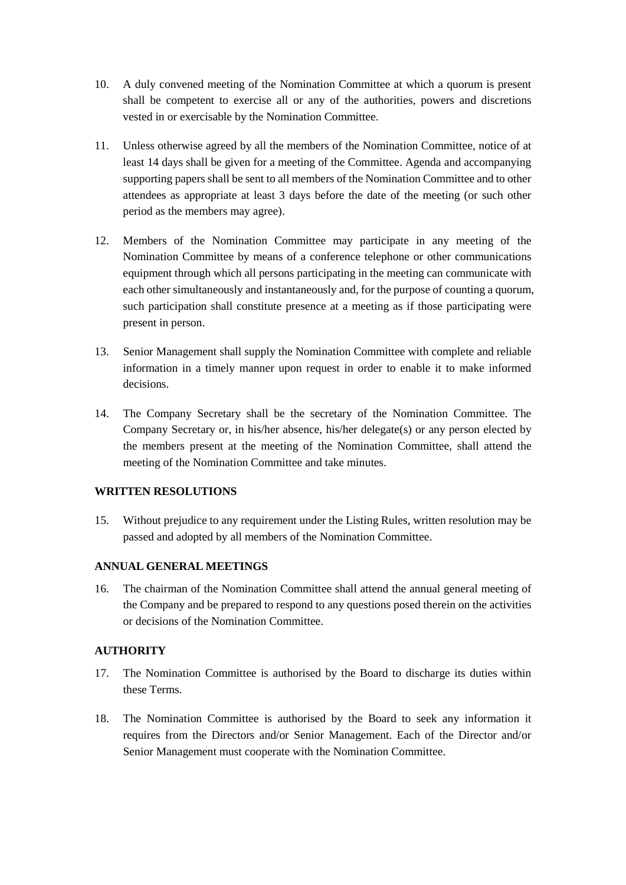10. A duly convened meeting of the Nomination Committee at which a quorum is present shall be competent to exercise all or any of the authorities, powers and discretions vested in or exercisable by the Nomination Committee.

11. Unless otherwise agreed by all the members of the Nomination Committee, notice of at least 14 days shall be given for a meeting of the Committee. Agenda and accompanying supporting papers shall be sent to all members of the Nomination Committee and to other attendees as appropriate at least 3 days before the date of the meeting (or such other period as the members may agree).

12. Members of the Nomination Committee may participate in any meeting of the Nomination Committee by means of a conference telephone or other communications equipment through which all persons participating in the meeting can communicate with each other simultaneously and instantaneously and, for the purpose of counting a quorum, such participation shall constitute presence at a meeting as if those participating were present in person.

13. Senior Management shall supply the Nomination Committee with complete and reliable information in a timely manner upon request in order to enable it to make informed decisions.

14. The Company Secretary shall be the secretary of the Nomination Committee. The Company Secretary or, in his/her absence, his/her delegate(s) or any person elected by the members present at the meeting of the Nomination Committee, shall attend the meeting of the Nomination Committee and take minutes.

**WRITTEN RESOLUTIONS**

15. Without prejudice to any requirement under the Listing Rules, written resolution may be passed and adopted by all members of the Nomination Committee.

**ANNUAL GENERAL MEETINGS**

16. The chairman of the Nomination Committee shall attend the annual general meeting of the Company and be prepared to respond to any questions posed therein on the activities or decisions of the Nomination Committee.

**AUTHORITY**

17. The Nomination Committee is authorised by the Board to discharge its duties within these Terms.

18. The Nomination Committee is authorised by the Board to seek any information it requires from the Directors and/or Senior Management. Each of the Director and/or Senior Management must cooperate with the Nomination Committee.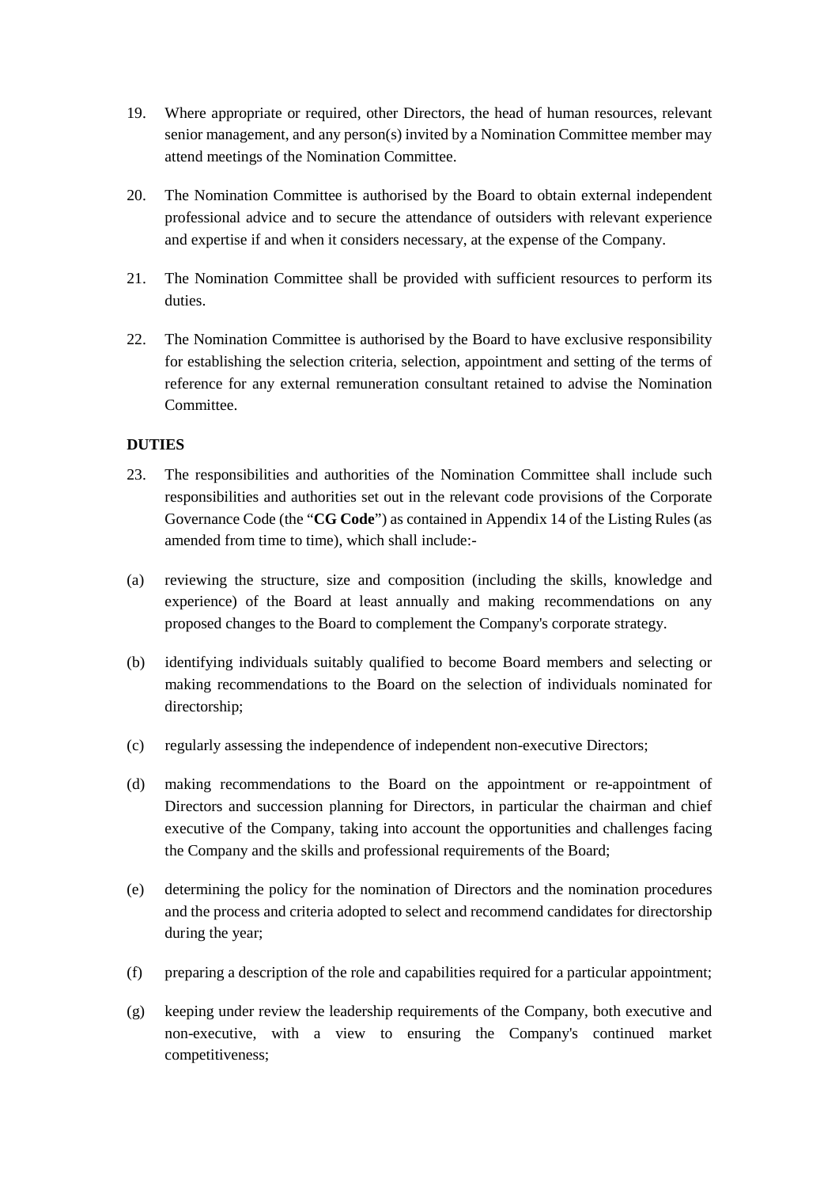19. Where appropriate or required, other Directors, the head of human resources, relevant senior management, and any person(s) invited by a Nomination Committee member may attend meetings of the Nomination Committee.

20. The Nomination Committee is authorised by the Board to obtain external independent professional advice and to secure the attendance of outsiders with relevant experience and expertise if and when it considers necessary, at the expense of the Company.

21. The Nomination Committee shall be provided with sufficient resources to perform its duties.

22. The Nomination Committee is authorised by the Board to have exclusive responsibility for establishing the selection criteria, selection, appointment and setting of the terms of reference for any external remuneration consultant retained to advise the Nomination Committee.

**DUTIES**

23. The responsibilities and authorities of the Nomination Committee shall include such responsibilities and authorities set out in the relevant code provisions of the Corporate Governance Code (the "**CG Code**") as contained in Appendix 14 of the Listing Rules (as amended from time to time), which shall include:-

(a) reviewing the structure, size and composition (including the skills, knowledge and experience) of the Board at least annually and making recommendations on any proposed changes to the Board to complement the Company's corporate strategy.

(b) identifying individuals suitably qualified to become Board members and selecting or making recommendations to the Board on the selection of individuals nominated for directorship;

(c) regularly assessing the independence of independent non-executive Directors;

(d) making recommendations to the Board on the appointment or re-appointment of Directors and succession planning for Directors, in particular the chairman and chief executive of the Company, taking into account the opportunities and challenges facing the Company and the skills and professional requirements of the Board;

(e) determining the policy for the nomination of Directors and the nomination procedures and the process and criteria adopted to select and recommend candidates for directorship during the year;

(f) preparing a description of the role and capabilities required for a particular appointment;

(g) keeping under review the leadership requirements of the Company, both executive and non-executive, with a view to ensuring the Company's continued market competitiveness;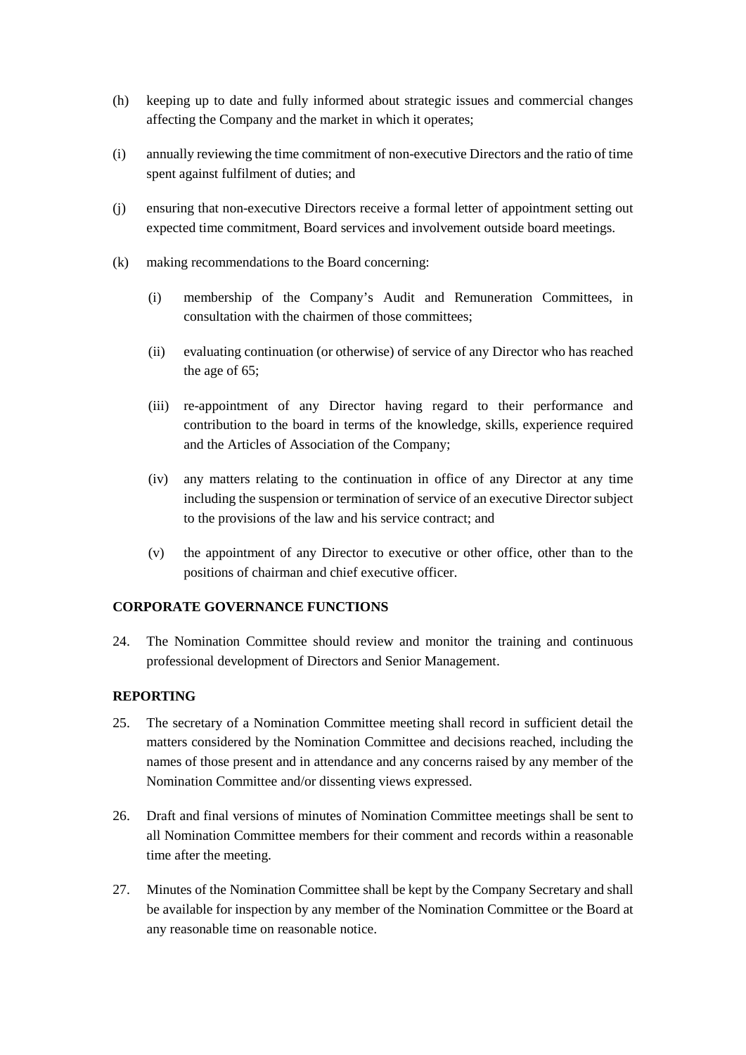(h) keeping up to date and fully informed about strategic issues and commercial changes affecting the Company and the market in which it operates;

(i) annually reviewing the time commitment of non-executive Directors and the ratio of time spent against fulfilment of duties; and

(j) ensuring that non-executive Directors receive a formal letter of appointment setting out expected time commitment, Board services and involvement outside board meetings.

(k) making recommendations to the Board concerning:

 (i) membership of the Company's Audit and Remuneration Committees, in consultation with the chairmen of those committees;

 (ii) evaluating continuation (or otherwise) of service of any Director who has reached the age of 65;

 (iii) re-appointment of any Director having regard to their performance and contribution to the board in terms of the knowledge, skills, experience required and the Articles of Association of the Company;

 (iv) any matters relating to the continuation in office of any Director at any time including the suspension or termination of service of an executive Director subject to the provisions of the law and his service contract; and

 (v) the appointment of any Director to executive or other office, other than to the positions of chairman and chief executive officer.

**CORPORATE GOVERNANCE FUNCTIONS**

24. The Nomination Committee should review and monitor the training and continuous professional development of Directors and Senior Management.

**REPORTING**

25. The secretary of a Nomination Committee meeting shall record in sufficient detail the matters considered by the Nomination Committee and decisions reached, including the names of those present and in attendance and any concerns raised by any member of the Nomination Committee and/or dissenting views expressed.

26. Draft and final versions of minutes of Nomination Committee meetings shall be sent to all Nomination Committee members for their comment and records within a reasonable time after the meeting.

27. Minutes of the Nomination Committee shall be kept by the Company Secretary and shall be available for inspection by any member of the Nomination Committee or the Board at any reasonable time on reasonable notice.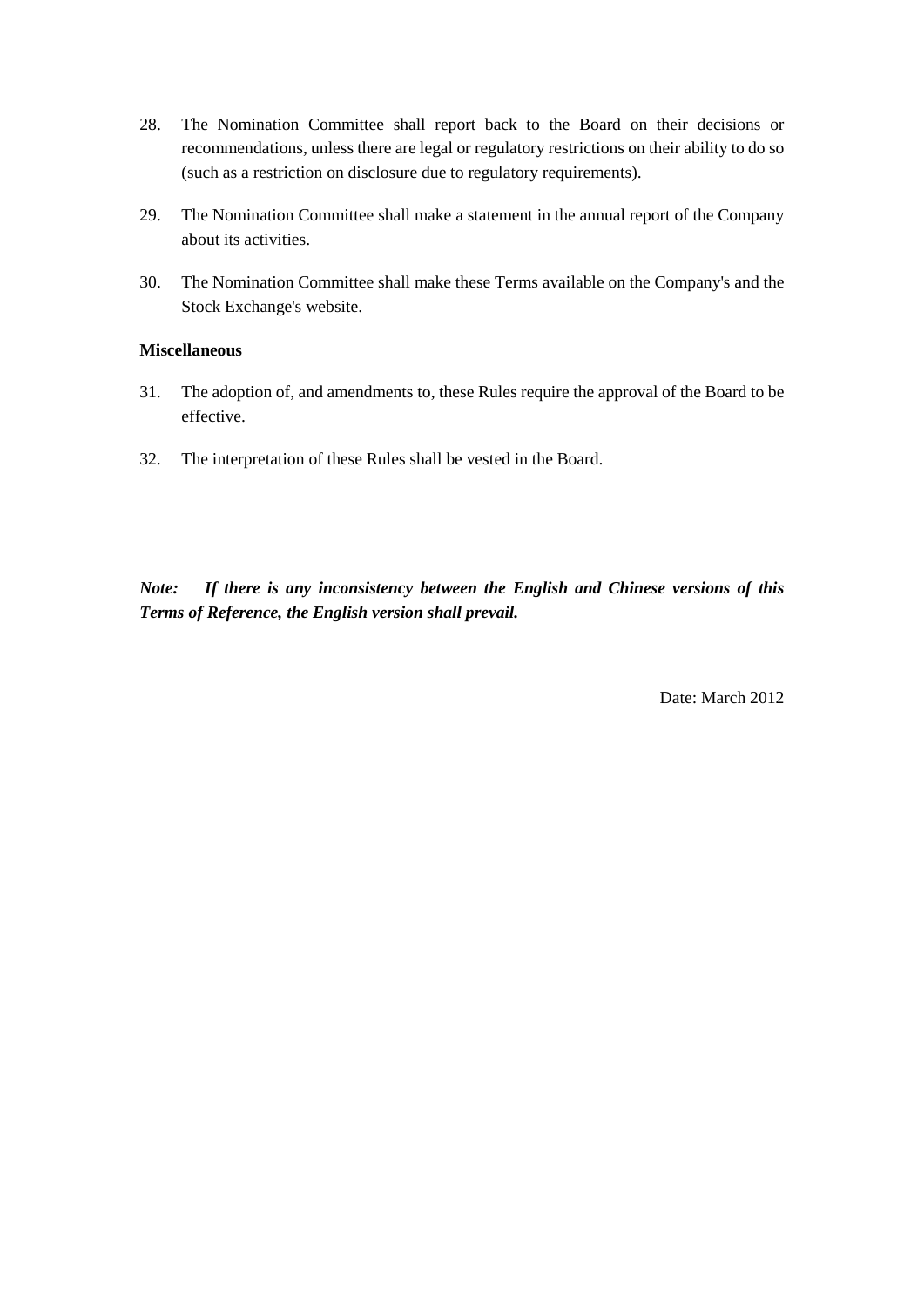28. The Nomination Committee shall report back to the Board on their decisions or recommendations, unless there are legal or regulatory restrictions on their ability to do so (such as a restriction on disclosure due to regulatory requirements).

29. The Nomination Committee shall make a statement in the annual report of the Company about its activities.

30. The Nomination Committee shall make these Terms available on the Company's and the Stock Exchange's website.

**Miscellaneous**

31. The adoption of, and amendments to, these Rules require the approval of the Board to be effective.

32. The interpretation of these Rules shall be vested in the Board.

***Note: If there is any inconsistency between the English and Chinese versions of this Terms of Reference, the English version shall prevail.***

Date: March 2012